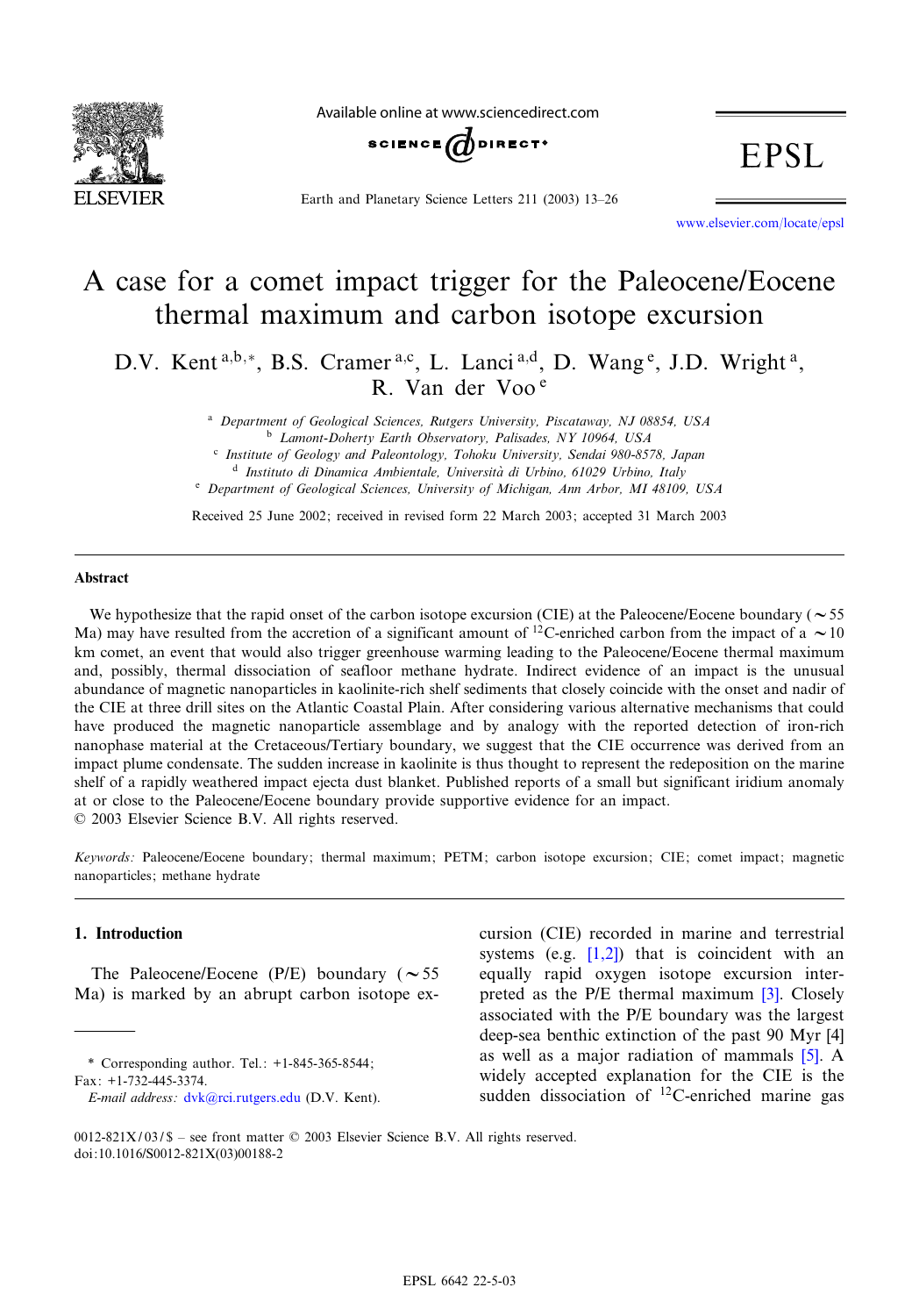# A case for a comet impact trigger for the Paleocene/Eocene thermal maximum and carbon isotope excursion

D.V. Kent [a,b,*], B.S. Cramer [a,c], L. Lanci [a,d], D. Wang [e], J.D. Wright [a], R. Van der Voo [e]

[a] Department of Geological Sciences, Rutgers University, Piscataway, NJ 08854, USA
[b] Lamont-Doherty Earth Observatory, Palisades, NY 10964, USA
[c] Institute of Geology and Paleontology, Tohoku University, Sendai 980-8578, Japan
[d] Instituto di Dinamica Ambientale, Università di Urbino, 61029 Urbino, Italy
[e] Department of Geological Sciences, University of Michigan, Ann Arbor, MI 48109, USA

Received 25 June 2002; received in revised form 22 March 2003; accepted 31 March 2003

## Abstract

We hypothesize that the rapid onset of the carbon isotope excursion (CIE) at the Paleocene/Eocene boundary (~55 Ma) may have resulted from the accretion of a significant amount of $^{12}C$-enriched carbon from the impact of a ~10 km comet, an event that would also trigger greenhouse warming leading to the Paleocene/Eocene thermal maximum and, possibly, thermal dissociation of seafloor methane hydrate. Indirect evidence of an impact is the unusual abundance of magnetic nanoparticles in kaolinite-rich shelf sediments that closely coincide with the onset and nadir of the CIE at three drill sites on the Atlantic Coastal Plain. After considering various alternative mechanisms that could have produced the magnetic nanoparticle assemblage and by analogy with the reported detection of iron-rich nanophase material at the Cretaceous/Tertiary boundary, we suggest that the CIE occurrence was derived from an impact plume condensate. The sudden increase in kaolinite is thus thought to represent the redeposition on the marine shelf of a rapidly weathered impact ejecta dust blanket. Published reports of a small but significant iridium anomaly at or close to the Paleocene/Eocene boundary provide supportive evidence for an impact.
© 2003 Elsevier Science B.V. All rights reserved.

*Keywords:* Paleocene/Eocene boundary; thermal maximum; PETM; carbon isotope excursion; CIE; comet impact; magnetic nanoparticles; methane hydrate

## 1. Introduction

The Paleocene/Eocene (P/E) boundary (~55 Ma) is marked by an abrupt carbon isotope excursion (CIE) recorded in marine and terrestrial systems (e.g. [1,2]) that is coincident with an equally rapid oxygen isotope excursion interpreted as the P/E thermal maximum [3]. Closely associated with the P/E boundary was the largest deep-sea benthic extinction of the past 90 Myr [4] as well as a major radiation of mammals [5]. A widely accepted explanation for the CIE is the sudden dissociation of $^{12}C$-enriched marine gas

---

\* Corresponding author. Tel.: +1-845-365-8544; Fax: +1-732-445-3374.
*E-mail address:* dvk@rci.rutgers.edu (D.V. Kent).

0012-821X/03/$ – see front matter © 2003 Elsevier Science B.V. All rights reserved.
doi:10.1016/S0012-821X(03)00188-2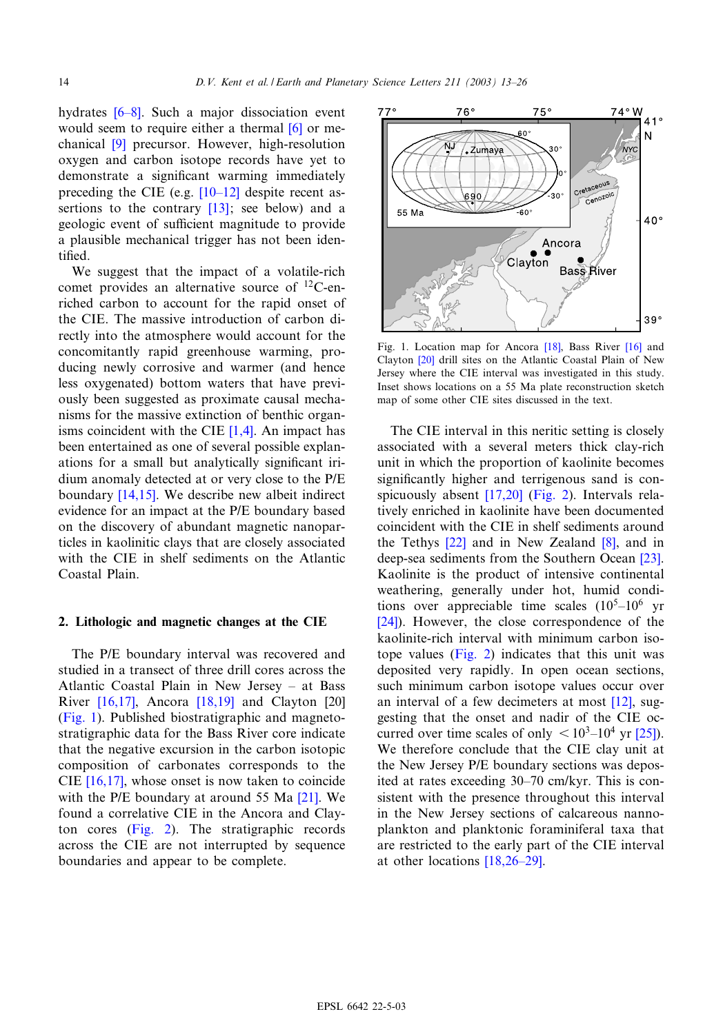hydrates [6–8]. Such a major dissociation event would seem to require either a thermal [6] or mechanical [9] precursor. However, high-resolution oxygen and carbon isotope records have yet to demonstrate a significant warming immediately preceding the CIE (e.g. [10–12] despite recent assertions to the contrary [13]; see below) and a geologic event of sufficient magnitude to provide a plausible mechanical trigger has not been identified.

We suggest that the impact of a volatile-rich comet provides an alternative source of $^{12}C$-enriched carbon to account for the rapid onset of the CIE. The massive introduction of carbon directly into the atmosphere would account for the concomitantly rapid greenhouse warming, producing newly corrosive and warmer (and hence less oxygenated) bottom waters that have previously been suggested as proximate causal mechanisms for the massive extinction of benthic organisms coincident with the CIE [1,4]. An impact has been entertained as one of several possible explanations for a small but analytically significant iridium anomaly detected at or very close to the P/E boundary [14,15]. We describe new albeit indirect evidence for an impact at the P/E boundary based on the discovery of abundant magnetic nanoparticles in kaolinitic clays that are closely associated with the CIE in shelf sediments on the Atlantic Coastal Plain.

## 2. Lithologic and magnetic changes at the CIE

The P/E boundary interval was recovered and studied in a transect of three drill cores across the Atlantic Coastal Plain in New Jersey – at Bass River [16,17], Ancora [18,19] and Clayton [20] (Fig. 1). Published biostratigraphic and magnetostratigraphic data for the Bass River core indicate that the negative excursion in the carbon isotopic composition of carbonates corresponds to the CIE [16,17], whose onset is now taken to coincide with the P/E boundary at around 55 Ma [21]. We found a correlative CIE in the Ancora and Clayton cores (Fig. 2). The stratigraphic records across the CIE are not interrupted by sequence boundaries and appear to be complete.

Fig. 1. Location map for Ancora [18], Bass River [16] and Clayton [20] drill sites on the Atlantic Coastal Plain of New Jersey where the CIE interval was investigated in this study. Inset shows locations on a 55 Ma plate reconstruction sketch map of some other CIE sites discussed in the text.

The CIE interval in this neritic setting is closely associated with a several meters thick clay-rich unit in which the proportion of kaolinite becomes significantly higher and terrigenous sand is conspicuously absent [17,20] (Fig. 2). Intervals relatively enriched in kaolinite have been documented coincident with the CIE in shelf sediments around the Tethys [22] and in New Zealand [8], and in deep-sea sediments from the Southern Ocean [23]. Kaolinite is the product of intensive continental weathering, generally under hot, humid conditions over appreciable time scales ($10^5$–$10^6$ yr [24]). However, the close correspondence of the kaolinite-rich interval with minimum carbon isotope values (Fig. 2) indicates that this unit was deposited very rapidly. In open ocean sections, such minimum carbon isotope values occur over an interval of a few decimeters at most [12], suggesting that the onset and nadir of the CIE occurred over time scales of only $< 10^3$–$10^4$ yr [25]). We therefore conclude that the CIE clay unit at the New Jersey P/E boundary sections was deposited at rates exceeding 30–70 cm/kyr. This is consistent with the presence throughout this interval in the New Jersey sections of calcareous nannoplankton and planktonic foraminiferal taxa that are restricted to the early part of the CIE interval at other locations [18,26–29].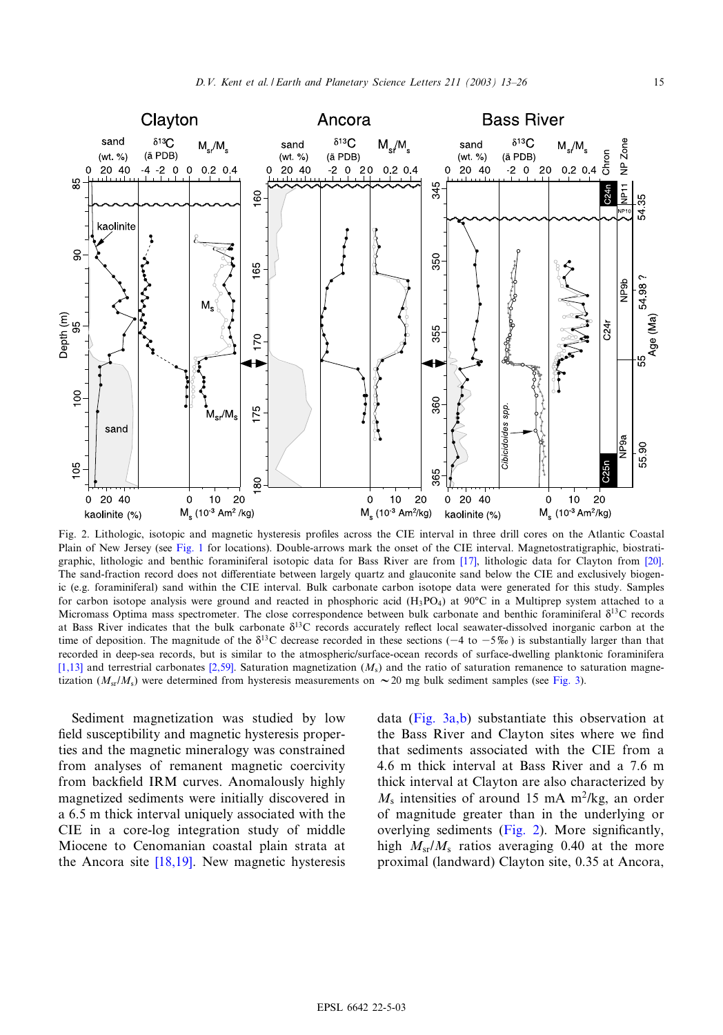Fig. 2. Lithologic, isotopic and magnetic hysteresis profiles across the CIE interval in three drill cores on the Atlantic Coastal Plain of New Jersey (see Fig. 1 for locations). Double-arrows mark the onset of the CIE interval. Magnetostratigraphic, biostratigraphic, lithologic and benthic foraminiferal isotopic data for Bass River are from [17], lithologic data for Clayton from [20]. The sand-fraction record does not differentiate between largely quartz and glauconite sand below the CIE and exclusively biogenic (e.g. foraminiferal) sand within the CIE interval. Bulk carbonate carbon isotope data were generated for this study. Samples for carbon isotope analysis were ground and reacted in phosphoric acid ($H_3PO_4$) at 90°C in a Multiprep system attached to a Micromass Optima mass spectrometer. The close correspondence between bulk carbonate and benthic foraminiferal $\delta^{13}C$ records at Bass River indicates that the bulk carbonate $\delta^{13}C$ records accurately reflect local seawater-dissolved inorganic carbon at the time of deposition. The magnitude of the $\delta^{13}C$ decrease recorded in these sections (−4 to −5‰) is substantially larger than that recorded in deep-sea records, but is similar to the atmospheric/surface-ocean records of surface-dwelling planktonic foraminifera [1,13] and terrestrial carbonates [2,59]. Saturation magnetization ($M_s$) and the ratio of saturation remanence to saturation magnetization ($M_{sr}/M_s$) were determined from hysteresis measurements on ~20 mg bulk sediment samples (see Fig. 3).

Sediment magnetization was studied by low field susceptibility and magnetic hysteresis properties and the magnetic mineralogy was constrained from analyses of remanent magnetic coercivity from backfield IRM curves. Anomalously highly magnetized sediments were initially discovered in a 6.5 m thick interval uniquely associated with the CIE in a core-log integration study of middle Miocene to Cenomanian coastal plain strata at the Ancora site [18,19]. New magnetic hysteresis data (Fig. 3a,b) substantiate this observation at the Bass River and Clayton sites where we find that sediments associated with the CIE from a 4.6 m thick interval at Bass River and a 7.6 m thick interval at Clayton are also characterized by $M_s$ intensities of around 15 mA m$^2$/kg, an order of magnitude greater than in the underlying or overlying sediments (Fig. 2). More significantly, high $M_{sr}/M_s$ ratios averaging 0.40 at the more proximal (landward) Clayton site, 0.35 at Ancora,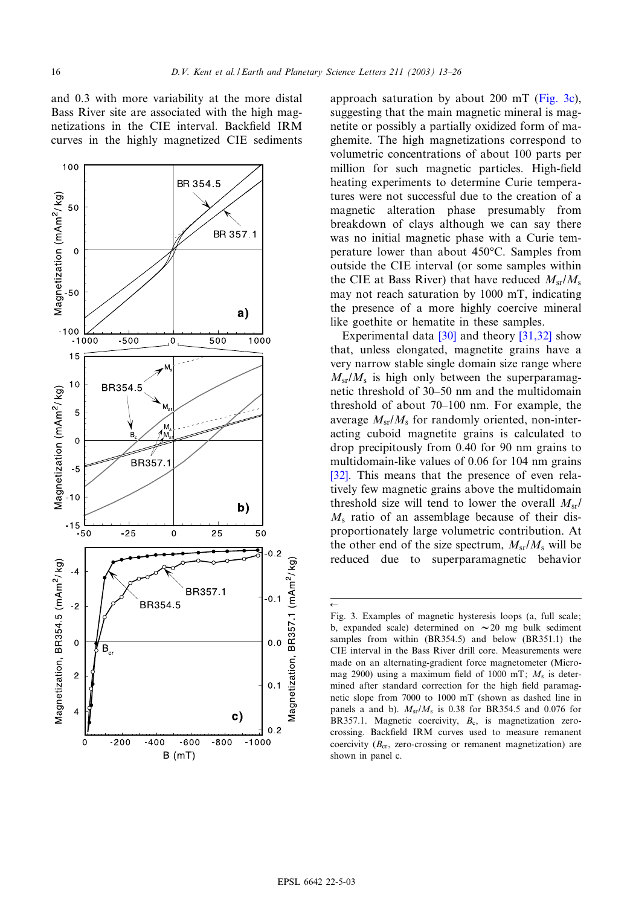and 0.3 with more variability at the more distal Bass River site are associated with the high magnetizations in the CIE interval. Backfield IRM curves in the highly magnetized CIE sediments approach saturation by about 200 mT (Fig. 3c), suggesting that the main magnetic mineral is magnetite or possibly a partially oxidized form of maghemite. The high magnetizations correspond to volumetric concentrations of about 100 parts per million for such magnetic particles. High-field heating experiments to determine Curie temperatures were not successful due to the creation of a magnetic alteration phase presumably from breakdown of clays although we can say there was no initial magnetic phase with a Curie temperature lower than about 450°C. Samples from outside the CIE interval (or some samples within the CIE at Bass River) that have reduced $M_{sr}/M_s$ may not reach saturation by 1000 mT, indicating the presence of a more highly coercive mineral like goethite or hematite in these samples.

Experimental data [30] and theory [31,32] show that, unless elongated, magnetite grains have a very narrow stable single domain size range where $M_{sr}/M_s$ is high only between the superparamagnetic threshold of 30–50 nm and the multidomain threshold of about 70–100 nm. For example, the average $M_{sr}/M_s$ for randomly oriented, non-interacting cuboid magnetite grains is calculated to drop precipitously from 0.40 for 90 nm grains to multidomain-like values of 0.06 for 104 nm grains [32]. This means that the presence of even relatively few magnetic grains above the multidomain threshold size will tend to lower the overall $M_{sr}/M_s$ ratio of an assemblage because of their disproportionately large volumetric contribution. At the other end of the size spectrum, $M_{sr}/M_s$ will be reduced due to superparamagnetic behavior

Fig. 3. Examples of magnetic hysteresis loops (a, full scale; b, expanded scale) determined on ~20 mg bulk sediment samples from within (BR354.5) and below (BR351.1) the CIE interval in the Bass River drill core. Measurements were made on an alternating-gradient force magnetometer (Micromag 2900) using a maximum field of 1000 mT; $M_s$ is determined after standard correction for the high field paramagnetic slope from 7000 to 1000 mT (shown as dashed line in panels a and b). $M_{sr}/M_s$ is 0.38 for BR354.5 and 0.076 for BR357.1. Magnetic coercivity, $B_c$, is magnetization zero-crossing. Backfield IRM curves used to measure remanent coercivity ($B_{cr}$, zero-crossing or remanent magnetization) are shown in panel c.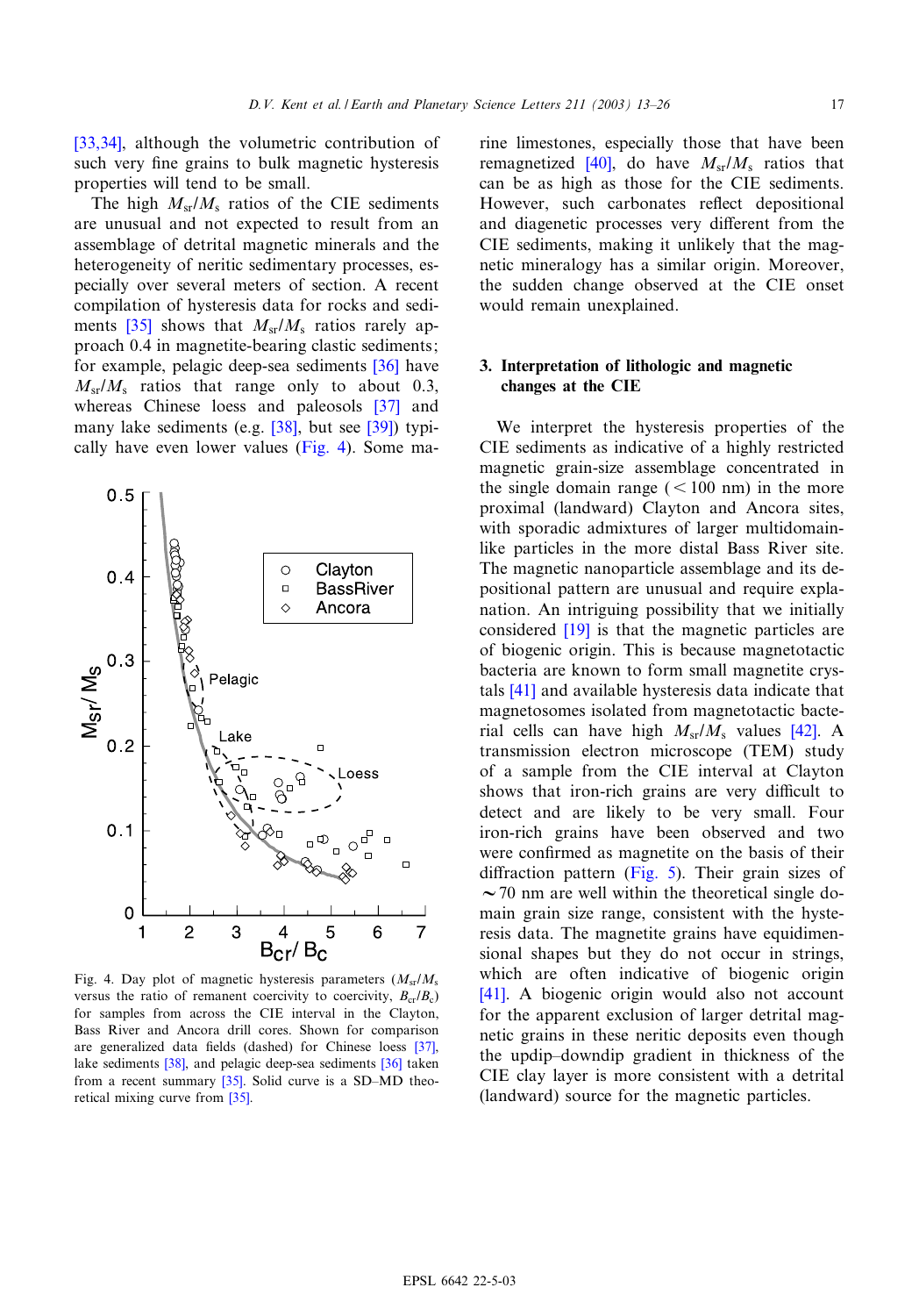[33,34], although the volumetric contribution of such very fine grains to bulk magnetic hysteresis properties will tend to be small.

The high $M_{sr}/M_s$ ratios of the CIE sediments are unusual and not expected to result from an assemblage of detrital magnetic minerals and the heterogeneity of neritic sedimentary processes, especially over several meters of section. A recent compilation of hysteresis data for rocks and sediments [35] shows that $M_{sr}/M_s$ ratios rarely approach 0.4 in magnetite-bearing clastic sediments; for example, pelagic deep-sea sediments [36] have $M_{sr}/M_s$ ratios that range only to about 0.3, whereas Chinese loess and paleosols [37] and many lake sediments (e.g. [38], but see [39]) typically have even lower values (Fig. 4). Some marine limestones, especially those that have been remagnetized [40], do have $M_{sr}/M_s$ ratios that can be as high as those for the CIE sediments. However, such carbonates reflect depositional and diagenetic processes very different from the CIE sediments, making it unlikely that the magnetic mineralogy has a similar origin. Moreover, the sudden change observed at the CIE onset would remain unexplained.

Fig. 4. Day plot of magnetic hysteresis parameters ($M_{sr}/M_s$ versus the ratio of remanent coercivity to coercivity, $B_{cr}/B_c$) for samples from across the CIE interval in the Clayton, Bass River and Ancora drill cores. Shown for comparison are generalized data fields (dashed) for Chinese loess [37], lake sediments [38], and pelagic deep-sea sediments [36] taken from a recent summary [35]. Solid curve is a SD–MD theoretical mixing curve from [35].

## 3. Interpretation of lithologic and magnetic changes at the CIE

We interpret the hysteresis properties of the CIE sediments as indicative of a highly restricted magnetic grain-size assemblage concentrated in the single domain range (< 100 nm) in the more proximal (landward) Clayton and Ancora sites, with sporadic admixtures of larger multidomain-like particles in the more distal Bass River site. The magnetic nanoparticle assemblage and its depositional pattern are unusual and require explanation. An intriguing possibility that we initially considered [19] is that the magnetic particles are of biogenic origin. This is because magnetotactic bacteria are known to form small magnetite crystals [41] and available hysteresis data indicate that magnetosomes isolated from magnetotactic bacterial cells can have high $M_{sr}/M_s$ values [42]. A transmission electron microscope (TEM) study of a sample from the CIE interval at Clayton shows that iron-rich grains are very difficult to detect and are likely to be very small. Four iron-rich grains have been observed and two were confirmed as magnetite on the basis of their diffraction pattern (Fig. 5). Their grain sizes of ~70 nm are well within the theoretical single domain grain size range, consistent with the hysteresis data. The magnetite grains have equidimensional shapes but they do not occur in strings, which are often indicative of biogenic origin [41]. A biogenic origin would also not account for the apparent exclusion of larger detrital magnetic grains in these neritic deposits even though the updip–downdip gradient in thickness of the CIE clay layer is more consistent with a detrital (landward) source for the magnetic particles.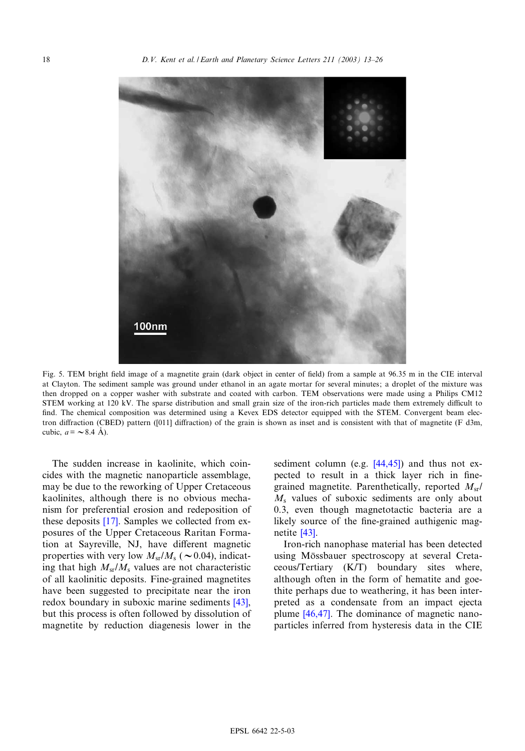Fig. 5. TEM bright field image of a magnetite grain (dark object in center of field) from a sample at 96.35 m in the CIE interval at Clayton. The sediment sample was ground under ethanol in an agate mortar for several minutes; a droplet of the mixture was then dropped on a copper washer with substrate and coated with carbon. TEM observations were made using a Philips CM12 STEM working at 120 kV. The sparse distribution and small grain size of the iron-rich particles made them extremely difficult to find. The chemical composition was determined using a Kevex EDS detector equipped with the STEM. Convergent beam electron diffraction (CBED) pattern ([011] diffraction) of the grain is shown as inset and is consistent with that of magnetite (F d3m, cubic, $a = \sim 8.4$ Å).

The sudden increase in kaolinite, which coincides with the magnetic nanoparticle assemblage, may be due to the reworking of Upper Cretaceous kaolinites, although there is no obvious mechanism for preferential erosion and redeposition of these deposits [17]. Samples we collected from exposures of the Upper Cretaceous Raritan Formation at Sayreville, NJ, have different magnetic properties with very low $M_{sr}/M_s$ ($\sim 0.04$), indicating that high $M_{sr}/M_s$ values are not characteristic of all kaolinitic deposits. Fine-grained magnetites have been suggested to precipitate near the iron redox boundary in suboxic marine sediments [43], but this process is often followed by dissolution of magnetite by reduction diagenesis lower in the sediment column (e.g. [44,45]) and thus not expected to result in a thick layer rich in fine-grained magnetite. Parenthetically, reported $M_{sr}/M_s$ values of suboxic sediments are only about 0.3, even though magnetotactic bacteria are a likely source of the fine-grained authigenic magnetite [43].

Iron-rich nanophase material has been detected using Mössbauer spectroscopy at several Cretaceous/Tertiary (K/T) boundary sites where, although often in the form of hematite and goethite perhaps due to weathering, it has been interpreted as a condensate from an impact ejecta plume [46,47]. The dominance of magnetic nanoparticles inferred from hysteresis data in the CIE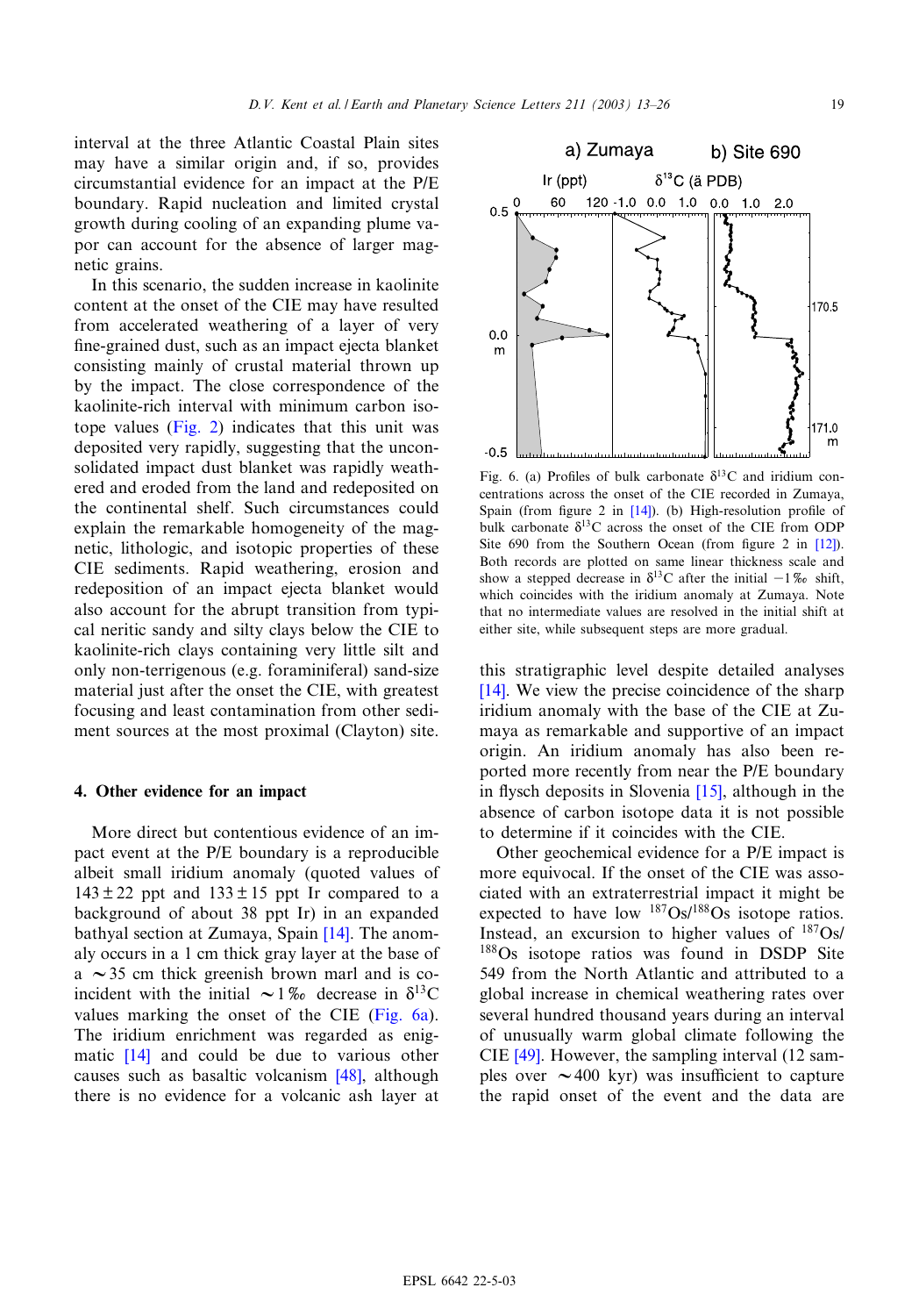interval at the three Atlantic Coastal Plain sites may have a similar origin and, if so, provides circumstantial evidence for an impact at the P/E boundary. Rapid nucleation and limited crystal growth during cooling of an expanding plume vapor can account for the absence of larger magnetic grains.

In this scenario, the sudden increase in kaolinite content at the onset of the CIE may have resulted from accelerated weathering of a layer of very fine-grained dust, such as an impact ejecta blanket consisting mainly of crustal material thrown up by the impact. The close correspondence of the kaolinite-rich interval with minimum carbon isotope values (Fig. 2) indicates that this unit was deposited very rapidly, suggesting that the unconsolidated impact dust blanket was rapidly weathered and eroded from the land and redeposited on the continental shelf. Such circumstances could explain the remarkable homogeneity of the magnetic, lithologic, and isotopic properties of these CIE sediments. Rapid weathering, erosion and redeposition of an impact ejecta blanket would also account for the abrupt transition from typical neritic sandy and silty clays below the CIE to kaolinite-rich clays containing very little silt and only non-terrigenous (e.g. foraminiferal) sand-size material just after the onset the CIE, with greatest focusing and least contamination from other sediment sources at the most proximal (Clayton) site.

## 4. Other evidence for an impact

More direct but contentious evidence of an impact event at the P/E boundary is a reproducible albeit small iridium anomaly (quoted values of $143 \pm 22$ ppt and $133 \pm 15$ ppt Ir) compared to a background of about 38 ppt Ir) in an expanded bathyal section at Zumaya, Spain [14]. The anomaly occurs in a 1 cm thick gray layer at the base of a $\sim$35 cm thick greenish brown marl and is coincident with the initial $\sim$1‰ decrease in $\delta^{13}C$ values marking the onset of the CIE (Fig. 6a). The iridium enrichment was regarded as enigmatic [14] and could be due to various other causes such as basaltic volcanism [48], although there is no evidence for a volcanic ash layer at

Fig. 6. (a) Profiles of bulk carbonate $\delta^{13}C$ and iridium concentrations across the onset of the CIE recorded in Zumaya, Spain (from figure 2 in [14]). (b) High-resolution profile of bulk carbonate $\delta^{13}C$ across the onset of the CIE from ODP Site 690 from the Southern Ocean (from figure 2 in [12]). Both records are plotted on same linear thickness scale and show a stepped decrease in $\delta^{13}C$ after the initial $-1$‰ shift, which coincides with the iridium anomaly at Zumaya. Note that no intermediate values are resolved in the initial shift at either site, while subsequent steps are more gradual.

this stratigraphic level despite detailed analyses [14]. We view the precise coincidence of the sharp iridium anomaly with the base of the CIE at Zumaya as remarkable and supportive of an impact origin. An iridium anomaly has also been reported more recently from near the P/E boundary in flysch deposits in Slovenia [15], although in the absence of carbon isotope data it is not possible to determine if it coincides with the CIE.

Other geochemical evidence for a P/E impact is more equivocal. If the onset of the CIE was associated with an extraterrestrial impact it might be expected to have low $^{187}Os/^{188}Os$ isotope ratios. Instead, an excursion to higher values of $^{187}Os/^{188}Os$ isotope ratios was found in DSDP Site 549 from the North Atlantic and attributed to a global increase in chemical weathering rates over several hundred thousand years during an interval of unusually warm global climate following the CIE [49]. However, the sampling interval (12 samples over $\sim$400 kyr) was insufficient to capture the rapid onset of the event and the data are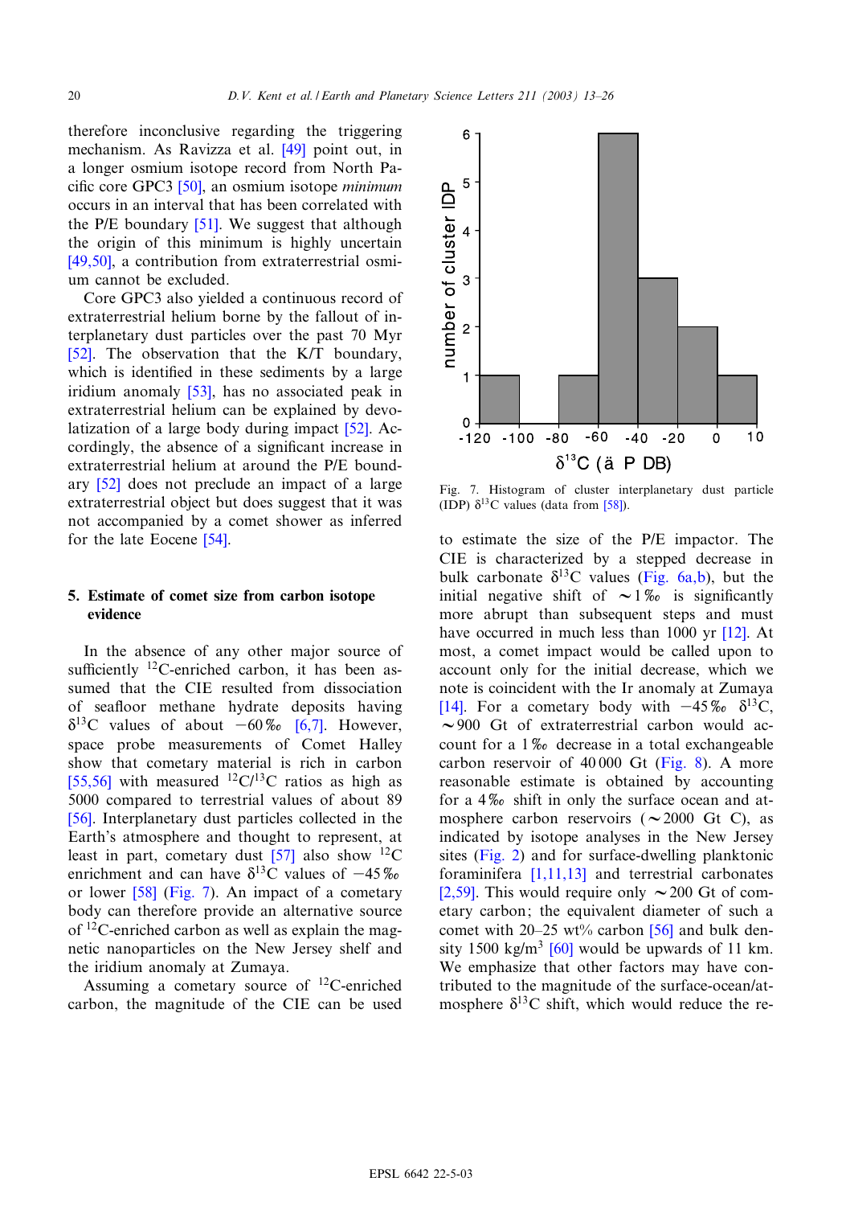therefore inconclusive regarding the triggering mechanism. As Ravizza et al. [49] point out, in a longer osmium isotope record from North Pacific core GPC3 [50], an osmium isotope *minimum* occurs in an interval that has been correlated with the P/E boundary [51]. We suggest that although the origin of this minimum is highly uncertain [49,50], a contribution from extraterrestrial osmium cannot be excluded.

Core GPC3 also yielded a continuous record of extraterrestrial helium borne by the fallout of interplanetary dust particles over the past 70 Myr [52]. The observation that the K/T boundary, which is identified in these sediments by a large iridium anomaly [53], has no associated peak in extraterrestrial helium can be explained by devolatization of a large body during impact [52]. Accordingly, the absence of a significant increase in extraterrestrial helium at around the P/E boundary [52] does not preclude an impact of a large extraterrestrial object but does suggest that it was not accompanied by a comet shower as inferred for the late Eocene [54].

## 5. Estimate of comet size from carbon isotope evidence

In the absence of any other major source of sufficiently $^{12}C$-enriched carbon, it has been assumed that the CIE resulted from dissociation of seafloor methane hydrate deposits having $\delta^{13}C$ values of about −60‰ [6,7]. However, space probe measurements of Comet Halley show that cometary material is rich in carbon [55,56] with measured $^{12}C/^{13}C$ ratios as high as 5000 compared to terrestrial values of about 89 [56]. Interplanetary dust particles collected in the Earth's atmosphere and thought to represent, at least in part, cometary dust [57] also show $^{12}C$ enrichment and can have $\delta^{13}C$ values of −45‰ or lower [58] (Fig. 7). An impact of a cometary body can therefore provide an alternative source of $^{12}C$-enriched carbon as well as explain the magnetic nanoparticles on the New Jersey shelf and the iridium anomaly at Zumaya.

Assuming a cometary source of $^{12}C$-enriched carbon, the magnitude of the CIE can be used to estimate the size of the P/E impactor. The CIE is characterized by a stepped decrease in bulk carbonate $\delta^{13}C$ values (Fig. 6a,b), but the initial negative shift of ~1‰ is significantly more abrupt than subsequent steps and must have occurred in much less than 1000 yr [12]. At most, a comet impact would be called upon to account only for the initial decrease, which we note is coincident with the Ir anomaly at Zumaya [14]. For a cometary body with −45‰ $\delta^{13}C$, ~900 Gt of extraterrestrial carbon would account for a 1‰ decrease in a total exchangeable carbon reservoir of 40 000 Gt (Fig. 8). A more reasonable estimate is obtained by accounting for a 4‰ shift in only the surface ocean and atmosphere carbon reservoirs (~2000 Gt C), as indicated by isotope analyses in the New Jersey sites (Fig. 2) and for surface-dwelling planktonic foraminifera [1,11,13] and terrestrial carbonates [2,59]. This would require only ~200 Gt of cometary carbon; the equivalent diameter of such a comet with 20–25 wt% carbon [56] and bulk density 1500 kg/m³ [60] would be upwards of 11 km. We emphasize that other factors may have contributed to the magnitude of the surface-ocean/atmosphere $\delta^{13}C$ shift, which would reduce the re-

Fig. 7. Histogram of cluster interplanetary dust particle (IDP) $\delta^{13}C$ values (data from [58]).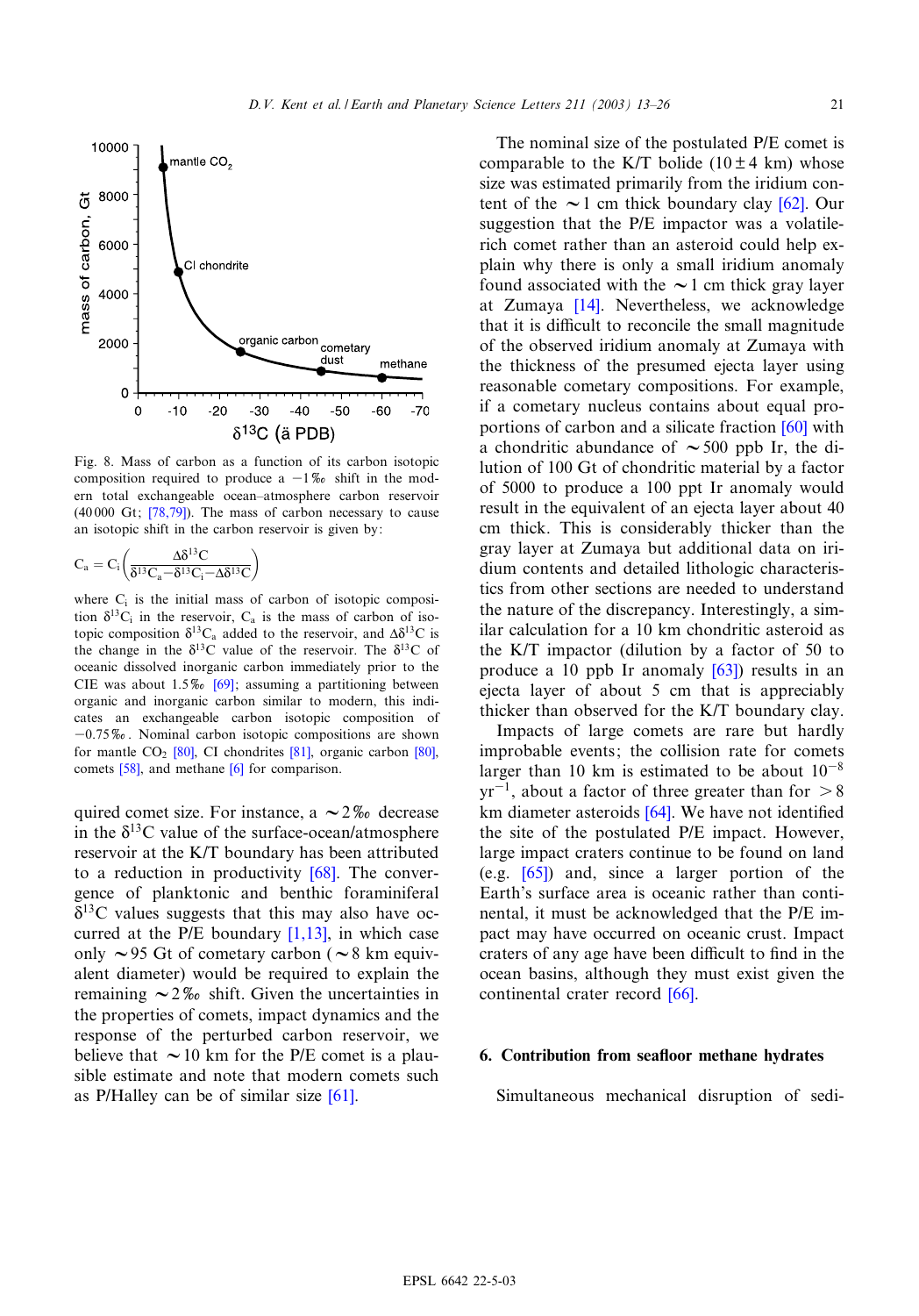Fig. 8. Mass of carbon as a function of its carbon isotopic composition required to produce a −1‰ shift in the modern total exchangeable ocean–atmosphere carbon reservoir (40 000 Gt; [78,79]). The mass of carbon necessary to cause an isotopic shift in the carbon reservoir is given by:

$$C_a = C_i\left(\frac{\Delta\delta^{13}C}{\delta^{13}C_a - \delta^{13}C_i - \Delta\delta^{13}C}\right)$$

where $C_i$ is the initial mass of carbon of isotopic composition $\delta^{13}C_i$ in the reservoir, $C_a$ is the mass of carbon of isotopic composition $\delta^{13}C_a$ added to the reservoir, and $\Delta\delta^{13}C$ is the change in the $\delta^{13}C$ value of the reservoir. The $\delta^{13}C$ of oceanic dissolved inorganic carbon immediately prior to the CIE was about 1.5‰ [69]; assuming a partitioning between organic and inorganic carbon similar to modern, this indicates an exchangeable carbon isotopic composition of −0.75‰. Nominal carbon isotopic compositions are shown for mantle $CO_2$ [80], CI chondrites [81], organic carbon [80], comets [58], and methane [6] for comparison.

quired comet size. For instance, a ∼2‰ decrease in the $\delta^{13}C$ value of the surface-ocean/atmosphere reservoir at the K/T boundary has been attributed to a reduction in productivity [68]. The convergence of planktonic and benthic foraminiferal $\delta^{13}C$ values suggests that this may also have occurred at the P/E boundary [1,13], in which case only ∼95 Gt of cometary carbon (∼8 km equivalent diameter) would be required to explain the remaining ∼2‰ shift. Given the uncertainties in the properties of comets, impact dynamics and the response of the perturbed carbon reservoir, we believe that ∼10 km for the P/E comet is a plausible estimate and note that modern comets such as P/Halley can be of similar size [61].

The nominal size of the postulated P/E comet is comparable to the K/T bolide (10 ± 4 km) whose size was estimated primarily from the iridium content of the ∼1 cm thick boundary clay [62]. Our suggestion that the P/E impactor was a volatile-rich comet rather than an asteroid could help explain why there is only a small iridium anomaly found associated with the ∼1 cm thick gray layer at Zumaya [14]. Nevertheless, we acknowledge that it is difficult to reconcile the small magnitude of the observed iridium anomaly at Zumaya with the thickness of the presumed ejecta layer using reasonable cometary compositions. For example, if a cometary nucleus contains about equal proportions of carbon and a silicate fraction [60] with a chondritic abundance of ∼500 ppb Ir, the dilution of 100 Gt of chondritic material by a factor of 5000 to produce a 100 ppt Ir anomaly would result in the equivalent of an ejecta layer about 40 cm thick. This is considerably thicker than the gray layer at Zumaya but additional data on iridium contents and detailed lithologic characteristics from other sections are needed to understand the nature of the discrepancy. Interestingly, a similar calculation for a 10 km chondritic asteroid as the K/T impactor (dilution by a factor of 50 to produce a 10 ppb Ir anomaly [63]) results in an ejecta layer of about 5 cm that is appreciably thicker than observed for the K/T boundary clay.

Impacts of large comets are rare but hardly improbable events; the collision rate for comets larger than 10 km is estimated to be about $10^{-8}$ $yr^{-1}$, about a factor of three greater than for > 8 km diameter asteroids [64]. We have not identified the site of the postulated P/E impact. However, large impact craters continue to be found on land (e.g. [65]) and, since a larger portion of the Earth's surface area is oceanic rather than continental, it must be acknowledged that the P/E impact may have occurred on oceanic crust. Impact craters of any age have been difficult to find in the ocean basins, although they must exist given the continental crater record [66].

## 6. Contribution from seafloor methane hydrates

Simultaneous mechanical disruption of sedi-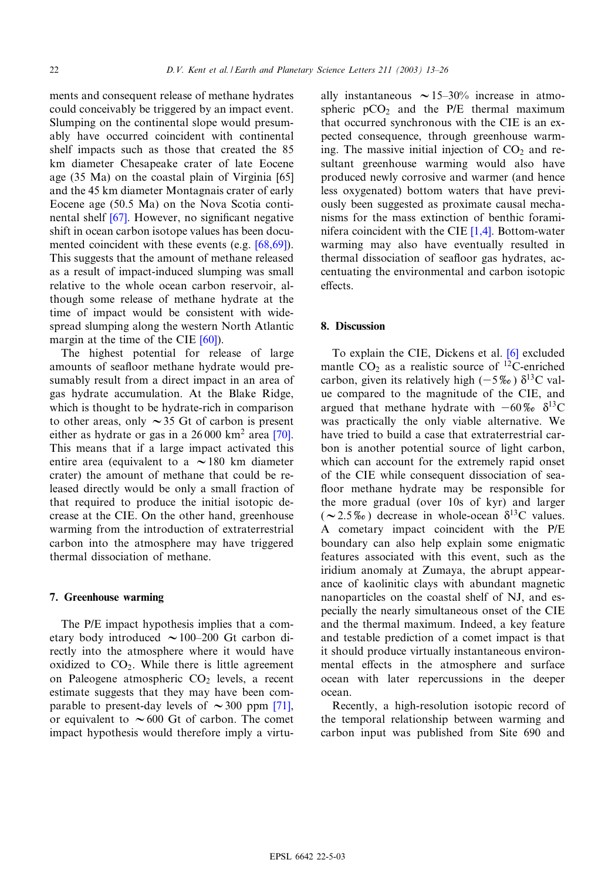ments and consequent release of methane hydrates could conceivably be triggered by an impact event. Slumping on the continental slope would presumably have occurred coincident with continental shelf impacts such as those that created the 85 km diameter Chesapeake crater of late Eocene age (35 Ma) on the coastal plain of Virginia [65] and the 45 km diameter Montagnais crater of early Eocene age (50.5 Ma) on the Nova Scotia continental shelf [67]. However, no significant negative shift in ocean carbon isotope values has been documented coincident with these events (e.g. [68,69]). This suggests that the amount of methane released as a result of impact-induced slumping was small relative to the whole ocean carbon reservoir, although some release of methane hydrate at the time of impact would be consistent with widespread slumping along the western North Atlantic margin at the time of the CIE [60]).

The highest potential for release of large amounts of seafloor methane hydrate would presumably result from a direct impact in an area of gas hydrate accumulation. At the Blake Ridge, which is thought to be hydrate-rich in comparison to other areas, only ~35 Gt of carbon is present either as hydrate or gas in a 26 000 $km^2$ area [70]. This means that if a large impact activated this entire area (equivalent to a ~180 km diameter crater) the amount of methane that could be released directly would be only a small fraction of that required to produce the initial isotopic decrease at the CIE. On the other hand, greenhouse warming from the introduction of extraterrestrial carbon into the atmosphere may have triggered thermal dissociation of methane.

## 7. Greenhouse warming

The P/E impact hypothesis implies that a cometary body introduced ~100–200 Gt carbon directly into the atmosphere where it would have oxidized to $CO_2$. While there is little agreement on Paleogene atmospheric $CO_2$ levels, a recent estimate suggests that they may have been comparable to present-day levels of ~300 ppm [71], or equivalent to ~600 Gt of carbon. The comet impact hypothesis would therefore imply a virtually instantaneous ~15–30% increase in atmospheric $pCO_2$ and the P/E thermal maximum that occurred synchronous with the CIE is an expected consequence, through greenhouse warming. The massive initial injection of $CO_2$ and resultant greenhouse warming would also have produced newly corrosive and warmer (and hence less oxygenated) bottom waters that have previously been suggested as proximate causal mechanisms for the mass extinction of benthic foraminifera coincident with the CIE [1,4]. Bottom-water warming may also have eventually resulted in thermal dissociation of seafloor gas hydrates, accentuating the environmental and carbon isotopic effects.

## 8. Discussion

To explain the CIE, Dickens et al. [6] excluded mantle $CO_2$ as a realistic source of $^{12}C$-enriched carbon, given its relatively high (−5‰) $\delta^{13}C$ value compared to the magnitude of the CIE, and argued that methane hydrate with −60‰ $\delta^{13}C$ was practically the only viable alternative. We have tried to build a case that extraterrestrial carbon is another potential source of light carbon, which can account for the extremely rapid onset of the CIE while consequent dissociation of seafloor methane hydrate may be responsible for the more gradual (over 10s of kyr) and larger (~2.5‰) decrease in whole-ocean $\delta^{13}C$ values. A cometary impact coincident with the P/E boundary can also help explain some enigmatic features associated with this event, such as the iridium anomaly at Zumaya, the abrupt appearance of kaolinitic clays with abundant magnetic nanoparticles on the coastal shelf of NJ, and especially the nearly simultaneous onset of the CIE and the thermal maximum. Indeed, a key feature and testable prediction of a comet impact is that it should produce virtually instantaneous environmental effects in the atmosphere and surface ocean with later repercussions in the deeper ocean.

Recently, a high-resolution isotopic record of the temporal relationship between warming and carbon input was published from Site 690 and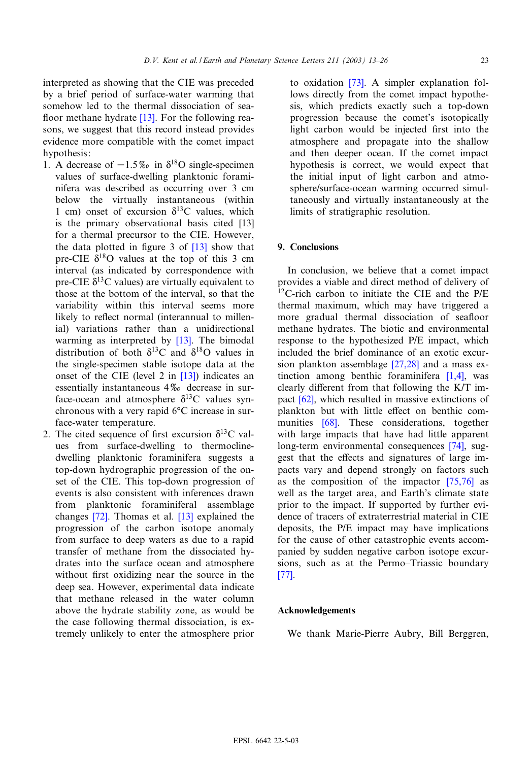interpreted as showing that the CIE was preceded by a brief period of surface-water warming that somehow led to the thermal dissociation of seafloor methane hydrate [13]. For the following reasons, we suggest that this record instead provides evidence more compatible with the comet impact hypothesis:

1. A decrease of −1.5‰ in $\delta^{18}O$ single-specimen values of surface-dwelling planktonic foraminifera was described as occurring over 3 cm below the virtually instantaneous (within 1 cm) onset of excursion $\delta^{13}C$ values, which is the primary observational basis cited [13] for a thermal precursor to the CIE. However, the data plotted in figure 3 of [13] show that pre-CIE $\delta^{18}O$ values at the top of this 3 cm interval (as indicated by correspondence with pre-CIE $\delta^{13}C$ values) are virtually equivalent to those at the bottom of the interval, so that the variability within this interval seems more likely to reflect normal (interannual to millennial) variations rather than a unidirectional warming as interpreted by [13]. The bimodal distribution of both $\delta^{13}C$ and $\delta^{18}O$ values in the single-specimen stable isotope data at the onset of the CIE (level 2 in [13]) indicates an essentially instantaneous 4‰ decrease in surface-ocean and atmosphere $\delta^{13}C$ values synchronous with a very rapid 6°C increase in surface-water temperature.
2. The cited sequence of first excursion $\delta^{13}C$ values from surface-dwelling to thermocline-dwelling planktonic foraminifera suggests a top-down hydrographic progression of the onset of the CIE. This top-down progression of events is also consistent with inferences drawn from planktonic foraminiferal assemblage changes [72]. Thomas et al. [13] explained the progression of the carbon isotope anomaly from surface to deep waters as due to a rapid transfer of methane from the dissociated hydrates into the surface ocean and atmosphere without first oxidizing near the source in the deep sea. However, experimental data indicate that methane released in the water column above the hydrate stability zone, as would be the case following thermal dissociation, is extremely unlikely to enter the atmosphere prior to oxidation [73]. A simpler explanation follows directly from the comet impact hypothesis, which predicts exactly such a top-down progression because the comet's isotopically light carbon would be injected first into the atmosphere and propagate into the shallow and then deeper ocean. If the comet impact hypothesis is correct, we would expect that the initial input of light carbon and atmosphere/surface-ocean warming occurred simultaneously and virtually instantaneous at the limits of stratigraphic resolution.

## 9. Conclusions

In conclusion, we believe that a comet impact provides a viable and direct method of delivery of $^{12}C$-rich carbon to initiate the CIE and the P/E thermal maximum, which may have triggered a more gradual thermal dissociation of seafloor methane hydrates. The biotic and environmental response to the hypothesized P/E impact, which included the brief dominance of an exotic excursion plankton assemblage [27,28] and a mass extinction among benthic foraminifera [1,4], was clearly different from that following the K/T impact [62], which resulted in massive extinctions of plankton but with little effect on benthic communities [68]. These considerations, together with large impacts that have had little apparent long-term environmental consequences [74], suggest that the effects and signatures of large impacts vary and depend strongly on factors such as the composition of the impactor [75,76] as well as the target area, and Earth's climate state prior to the impact. If supported by further evidence of tracers of extraterrestrial material in CIE deposits, the P/E impact may have implications for the cause of other catastrophic events accompanied by sudden negative carbon isotope excursions, such as at the Permo–Triassic boundary [77].

## Acknowledgements

We thank Marie-Pierre Aubry, Bill Berggren,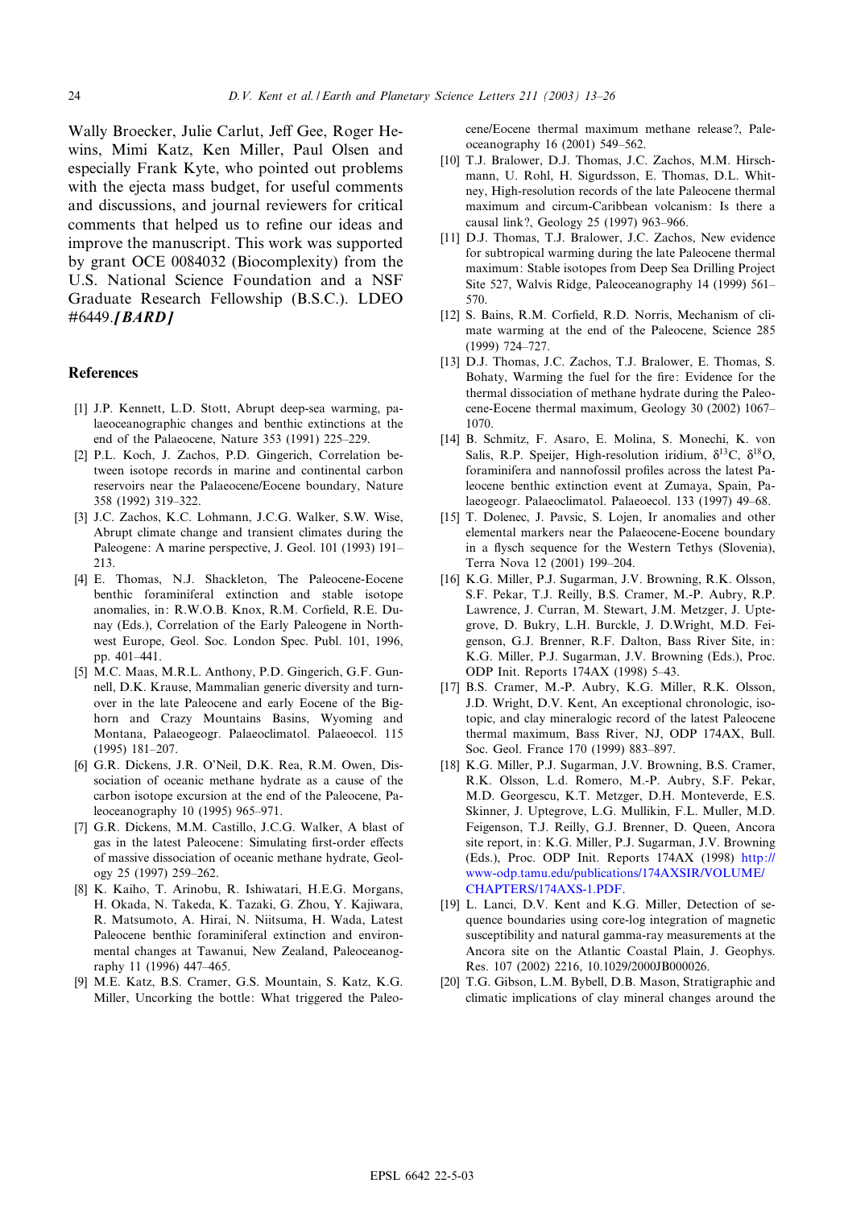Wally Broecker, Julie Carlut, Jeff Gee, Roger Hewins, Mimi Katz, Ken Miller, Paul Olsen and especially Frank Kyte, who pointed out problems with the ejecta mass budget, for useful comments and discussions, and journal reviewers for critical comments that helped us to refine our ideas and improve the manuscript. This work was supported by grant OCE 0084032 (Biocomplexity) from the U.S. National Science Foundation and a NSF Graduate Research Fellowship (B.S.C.). LDEO #6449.***[BARD]***

## References

[1] J.P. Kennett, L.D. Stott, Abrupt deep-sea warming, palaeoceanographic changes and benthic extinctions at the end of the Palaeocene, Nature 353 (1991) 225–229.

[2] P.L. Koch, J. Zachos, P.D. Gingerich, Correlation between isotope records in marine and continental carbon reservoirs near the Palaeocene/Eocene boundary, Nature 358 (1992) 319–322.

[3] J.C. Zachos, K.C. Lohmann, J.C.G. Walker, S.W. Wise, Abrupt climate change and transient climates during the Paleogene: A marine perspective, J. Geol. 101 (1993) 191–213.

[4] E. Thomas, N.J. Shackleton, The Paleocene-Eocene benthic foraminiferal extinction and stable isotope anomalies, in: R.W.O.B. Knox, R.M. Corfield, R.E. Dunay (Eds.), Correlation of the Early Paleogene in Northwest Europe, Geol. Soc. London Spec. Publ. 101, 1996, pp. 401–441.

[5] M.C. Maas, M.R.L. Anthony, P.D. Gingerich, G.F. Gunnell, D.K. Krause, Mammalian generic diversity and turnover in the late Paleocene and early Eocene of the Bighorn and Crazy Mountains Basins, Wyoming and Montana, Palaeogeogr. Palaeoclimatol. Palaeoecol. 115 (1995) 181–207.

[6] G.R. Dickens, J.R. O'Neil, D.K. Rea, R.M. Owen, Dissociation of oceanic methane hydrate as a cause of the carbon isotope excursion at the end of the Paleocene, Paleoceanography 10 (1995) 965–971.

[7] G.R. Dickens, M.M. Castillo, J.C.G. Walker, A blast of gas in the latest Paleocene: Simulating first-order effects of massive dissociation of oceanic methane hydrate, Geology 25 (1997) 259–262.

[8] K. Kaiho, T. Arinobu, R. Ishiwatari, H.E.G. Morgans, H. Okada, N. Takeda, K. Tazaki, G. Zhou, Y. Kajiwara, R. Matsumoto, A. Hirai, N. Niitsuma, H. Wada, Latest Paleocene benthic foraminiferal extinction and environmental changes at Tawanui, New Zealand, Paleoceanography 11 (1996) 447–465.

[9] M.E. Katz, B.S. Cramer, G.S. Mountain, S. Katz, K.G. Miller, Uncorking the bottle: What triggered the Paleocene/Eocene thermal maximum methane release?, Paleoceanography 16 (2001) 549–562.

[10] T.J. Bralower, D.J. Thomas, J.C. Zachos, M.M. Hirschmann, U. Rohl, H. Sigurdsson, E. Thomas, D.L. Whitney, High-resolution records of the late Paleocene thermal maximum and circum-Caribbean volcanism: Is there a causal link?, Geology 25 (1997) 963–966.

[11] D.J. Thomas, T.J. Bralower, J.C. Zachos, New evidence for subtropical warming during the late Paleocene thermal maximum: Stable isotopes from Deep Sea Drilling Project Site 527, Walvis Ridge, Paleoceanography 14 (1999) 561–570.

[12] S. Bains, R.M. Corfield, R.D. Norris, Mechanism of climate warming at the end of the Paleocene, Science 285 (1999) 724–727.

[13] D.J. Thomas, J.C. Zachos, T.J. Bralower, E. Thomas, S. Bohaty, Warming the fuel for the fire: Evidence for the thermal dissociation of methane hydrate during the Paleocene-Eocene thermal maximum, Geology 30 (2002) 1067–1070.

[14] B. Schmitz, F. Asaro, E. Molina, S. Monechi, K. von Salis, R.P. Speijer, High-resolution iridium, $\delta^{13}C$, $\delta^{18}O$, foraminifera and nannofossil profiles across the latest Paleocene benthic extinction event at Zumaya, Spain, Palaeogeogr. Palaeoclimatol. Palaeoecol. 133 (1997) 49–68.

[15] T. Dolenec, J. Pavsic, S. Lojen, Ir anomalies and other elemental markers near the Palaeocene-Eocene boundary in a flysch sequence for the Western Tethys (Slovenia), Terra Nova 12 (2001) 199–204.

[16] K.G. Miller, P.J. Sugarman, J.V. Browning, R.K. Olsson, S.F. Pekar, T.J. Reilly, B.S. Cramer, M.-P. Aubry, R.P. Lawrence, J. Curran, M. Stewart, J.M. Metzger, J. Uptegrove, D. Bukry, L.H. Burckle, J. D.Wright, M.D. Feigenson, G.J. Brenner, R.F. Dalton, Bass River Site, in: K.G. Miller, P.J. Sugarman, J.V. Browning (Eds.), Proc. ODP Init. Reports 174AX (1998) 5–43.

[17] B.S. Cramer, M.-P. Aubry, K.G. Miller, R.K. Olsson, J.D. Wright, D.V. Kent, An exceptional chronologic, isotopic, and clay mineralogic record of the latest Paleocene thermal maximum, Bass River, NJ, ODP 174AX, Bull. Soc. Geol. France 170 (1999) 883–897.

[18] K.G. Miller, P.J. Sugarman, J.V. Browning, B.S. Cramer, R.K. Olsson, L.d. Romero, M.-P. Aubry, S.F. Pekar, M.D. Georgescu, K.T. Metzger, D.H. Monteverde, E.S. Skinner, J. Uptegrove, L.G. Mullikin, F.L. Muller, M.D. Feigenson, T.J. Reilly, G.J. Brenner, D. Queen, Ancora site report, in: K.G. Miller, P.J. Sugarman, J.V. Browning (Eds.), Proc. ODP Init. Reports 174AX (1998) http://www-odp.tamu.edu/publications/174AXSIR/VOLUME/CHAPTERS/174AXS-1.PDF.

[19] L. Lanci, D.V. Kent and K.G. Miller, Detection of sequence boundaries using core-log integration of magnetic susceptibility and natural gamma-ray measurements at the Ancora site on the Atlantic Coastal Plain, J. Geophys. Res. 107 (2002) 2216, 10.1029/2000JB000026.

[20] T.G. Gibson, L.M. Bybell, D.B. Mason, Stratigraphic and climatic implications of clay mineral changes around the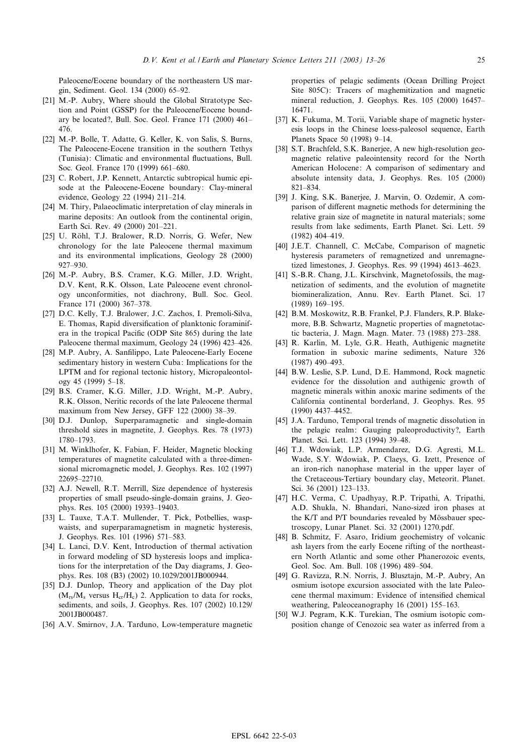Paleocene/Eocene boundary of the northeastern US margin, Sediment. Geol. 134 (2000) 65–92.

[21] M.-P. Aubry, Where should the Global Stratotype Section and Point (GSSP) for the Paleocene/Eocene boundary be located?, Bull. Soc. Geol. France 171 (2000) 461–476.

[22] M.-P. Bolle, T. Adatte, G. Keller, K. von Salis, S. Burns, The Paleocene-Eocene transition in the southern Tethys (Tunisia): Climatic and environmental fluctuations, Bull. Soc. Geol. France 170 (1999) 661–680.

[23] C. Robert, J.P. Kennett, Antarctic subtropical humic episode at the Paleocene-Eocene boundary: Clay-mineral evidence, Geology 22 (1994) 211–214.

[24] M. Thiry, Palaeoclimatic interpretation of clay minerals in marine deposits: An outlook from the continental origin, Earth Sci. Rev. 49 (2000) 201–221.

[25] U. Röhl, T.J. Bralower, R.D. Norris, G. Wefer, New chronology for the late Paleocene thermal maximum and its environmental implications, Geology 28 (2000) 927–930.

[26] M.-P. Aubry, B.S. Cramer, K.G. Miller, J.D. Wright, D.V. Kent, R.K. Olsson, Late Paleocene event chronology unconformities, not diachrony, Bull. Soc. Geol. France 171 (2000) 367–378.

[27] D.C. Kelly, T.J. Bralower, J.C. Zachos, I. Premoli-Silva, E. Thomas, Rapid diversification of planktonic foraminifera in the tropical Pacific (ODP Site 865) during the late Paleocene thermal maximum, Geology 24 (1996) 423–426.

[28] M.P. Aubry, A. Sanfilippo, Late Paleocene-Early Eocene sedimentary history in western Cuba: Implications for the LPTM and for regional tectonic history, Micropaleontology 45 (1999) 5–18.

[29] B.S. Cramer, K.G. Miller, J.D. Wright, M.-P. Aubry, R.K. Olsson, Neritic records of the late Paleocene thermal maximum from New Jersey, GFF 122 (2000) 38–39.

[30] D.J. Dunlop, Superparamagnetic and single-domain threshold sizes in magnetite, J. Geophys. Res. 78 (1973) 1780–1793.

[31] M. Winklhofer, K. Fabian, F. Heider, Magnetic blocking temperatures of magnetite calculated with a three-dimensional micromagnetic model, J. Geophys. Res. 102 (1997) 22695–22710.

[32] A.J. Newell, R.T. Merrill, Size dependence of hysteresis properties of small pseudo-single-domain grains, J. Geophys. Res. 105 (2000) 19393–19403.

[33] L. Tauxe, T.A.T. Mullender, T. Pick, Potbellies, wasp-waists, and superparamagnetism in magnetic hysteresis, J. Geophys. Res. 101 (1996) 571–583.

[34] L. Lanci, D.V. Kent, Introduction of thermal activation in forward modeling of SD hysteresis loops and implications for the interpretation of the Day diagrams, J. Geophys. Res. 108 (B3) (2002) 10.1029/2001JB000944.

[35] D.J. Dunlop, Theory and application of the Day plot ($M_{rs}/M_s$ versus $H_{cr}/H_c$) 2. Application to data for rocks, sediments, and soils, J. Geophys. Res. 107 (2002) 10.129/2001JB000487.

[36] A.V. Smirnov, J.A. Tarduno, Low-temperature magnetic properties of pelagic sediments (Ocean Drilling Project Site 805C): Tracers of maghemitization and magnetic mineral reduction, J. Geophys. Res. 105 (2000) 16457–16471.

[37] K. Fukuma, M. Torii, Variable shape of magnetic hysteresis loops in the Chinese loess-paleosol sequence, Earth Planets Space 50 (1998) 9–14.

[38] S.T. Brachfeld, S.K. Banerjee, A new high-resolution geomagnetic relative paleointensity record for the North American Holocene: A comparison of sedimentary and absolute intensity data, J. Geophys. Res. 105 (2000) 821–834.

[39] J. King, S.K. Banerjee, J. Marvin, O. Ozdemir, A comparison of different magnetic methods for determining the relative grain size of magnetite in natural materials; some results from lake sediments, Earth Planet. Sci. Lett. 59 (1982) 404–419.

[40] J.E.T. Channell, C. McCabe, Comparison of magnetic hysteresis parameters of remagnetized and unremagnetized limestones, J. Geophys. Res. 99 (1994) 4613–4623.

[41] S.-B.R. Chang, J.L. Kirschvink, Magnetofossils, the magnetization of sediments, and the evolution of magnetite biomineralization, Annu. Rev. Earth Planet. Sci. 17 (1989) 169–195.

[42] B.M. Moskowitz, R.B. Frankel, P.J. Flanders, R.P. Blakemore, B.B. Schwartz, Magnetic properties of magnetotactic bacteria, J. Magn. Magn. Mater. 73 (1988) 273–288.

[43] R. Karlin, M. Lyle, G.R. Heath, Authigenic magnetite formation in suboxic marine sediments, Nature 326 (1987) 490–493.

[44] B.W. Leslie, S.P. Lund, D.E. Hammond, Rock magnetic evidence for the dissolution and authigenic growth of magnetic minerals within anoxic marine sediments of the California continental borderland, J. Geophys. Res. 95 (1990) 4437–4452.

[45] J.A. Tarduno, Temporal trends of magnetic dissolution in the pelagic realm: Gauging paleoproductivity?, Earth Planet. Sci. Lett. 123 (1994) 39–48.

[46] T.J. Wdowiak, L.P. Armendarez, D.G. Agresti, M.L. Wade, S.Y. Wdowiak, P. Claeys, G. Izett, Presence of an iron-rich nanophase material in the upper layer of the Cretaceous-Tertiary boundary clay, Meteorit. Planet. Sci. 36 (2001) 123–133.

[47] H.C. Verma, C. Upadhyay, R.P. Tripathi, A. Tripathi, A.D. Shukla, N. Bhandari, Nano-sized iron phases at the K/T and P/T boundaries revealed by Mössbauer spectroscopy, Lunar Planet. Sci. 32 (2001) 1270.pdf.

[48] B. Schmitz, F. Asaro, Iridium geochemistry of volcanic ash layers from the early Eocene rifting of the northeastern North Atlantic and some other Phanerozoic events, Geol. Soc. Am. Bull. 108 (1996) 489–504.

[49] G. Ravizza, R.N. Norris, J. Blusztajn, M.-P. Aubry, An osmium isotope excursion associated with the late Paleocene thermal maximum: Evidence of intensified chemical weathering, Paleoceanography 16 (2001) 155–163.

[50] W.J. Pegram, K.K. Turekian, The osmium isotopic composition change of Cenozoic sea water as inferred from a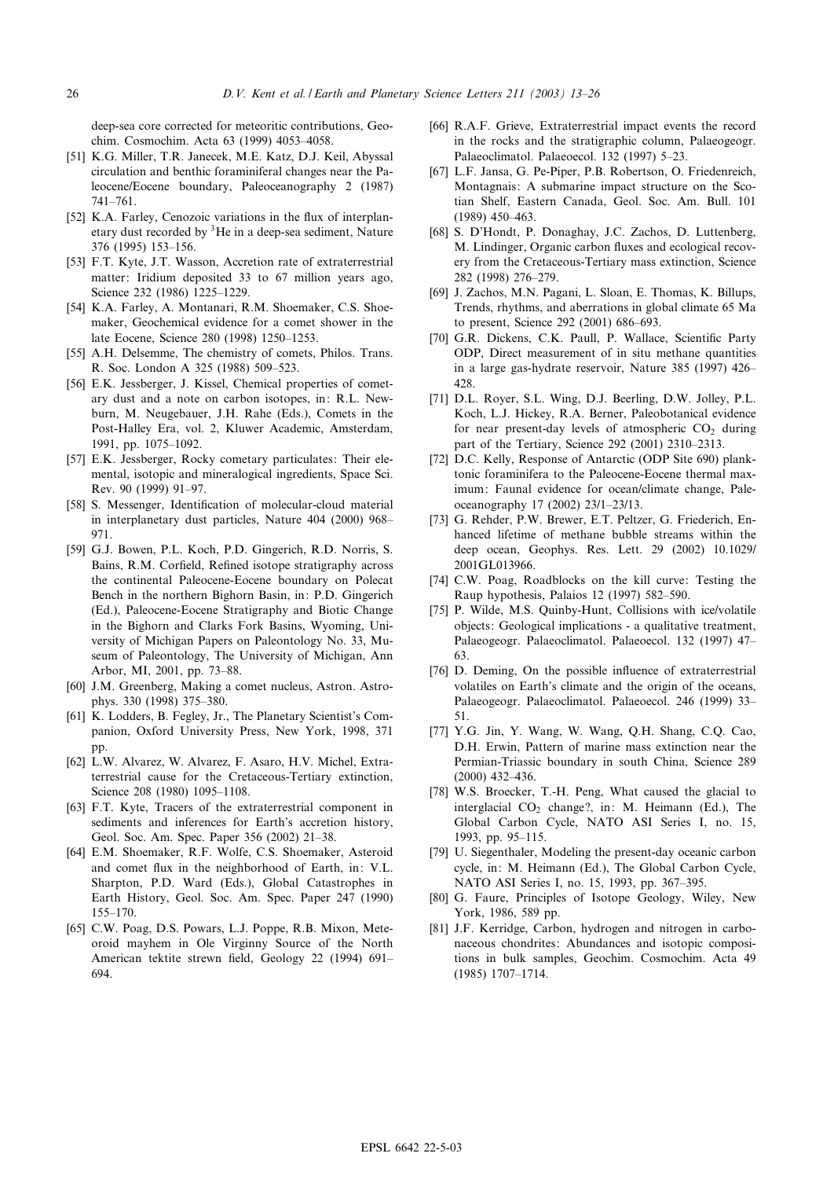deep-sea core corrected for meteoritic contributions, Geochim. Cosmochim. Acta 63 (1999) 4053–4058.

[51] K.G. Miller, T.R. Janecek, M.E. Katz, D.J. Keil, Abyssal circulation and benthic foraminiferal changes near the Paleocene/Eocene boundary, Paleoceanography 2 (1987) 741–761.

[52] K.A. Farley, Cenozoic variations in the flux of interplanetary dust recorded by $^3$He in a deep-sea sediment, Nature 376 (1995) 153–156.

[53] F.T. Kyte, J.T. Wasson, Accretion rate of extraterrestrial matter: Iridium deposited 33 to 67 million years ago, Science 232 (1986) 1225–1229.

[54] K.A. Farley, A. Montanari, R.M. Shoemaker, C.S. Shoemaker, Geochemical evidence for a comet shower in the late Eocene, Science 280 (1998) 1250–1253.

[55] A.H. Delsemme, The chemistry of comets, Philos. Trans. R. Soc. London A 325 (1988) 509–523.

[56] E.K. Jessberger, J. Kissel, Chemical properties of cometary dust and a note on carbon isotopes, in: R.L. Newburn, M. Neugebauer, J.H. Rahe (Eds.), Comets in the Post-Halley Era, vol. 2, Kluwer Academic, Amsterdam, 1991, pp. 1075–1092.

[57] E.K. Jessberger, Rocky cometary particulates: Their elemental, isotopic and mineralogical ingredients, Space Sci. Rev. 90 (1999) 91–97.

[58] S. Messenger, Identification of molecular-cloud material in interplanetary dust particles, Nature 404 (2000) 968–971.

[59] G.J. Bowen, P.L. Koch, P.D. Gingerich, R.D. Norris, S. Bains, R.M. Corfield, Refined isotope stratigraphy across the continental Paleocene-Eocene boundary on Polecat Bench in the northern Bighorn Basin, in: P.D. Gingerich (Ed.), Paleocene-Eocene Stratigraphy and Biotic Change in the Bighorn and Clarks Fork Basins, Wyoming, University of Michigan Papers on Paleontology No. 33, Museum of Paleontology, The University of Michigan, Ann Arbor, MI, 2001, pp. 73–88.

[60] J.M. Greenberg, Making a comet nucleus, Astron. Astrophys. 330 (1998) 375–380.

[61] K. Lodders, B. Fegley, Jr., The Planetary Scientist's Companion, Oxford University Press, New York, 1998, 371 pp.

[62] L.W. Alvarez, W. Alvarez, F. Asaro, H.V. Michel, Extraterrestrial cause for the Cretaceous-Tertiary extinction, Science 208 (1980) 1095–1108.

[63] F.T. Kyte, Tracers of the extraterrestrial component in sediments and inferences for Earth's accretion history, Geol. Soc. Am. Spec. Paper 356 (2002) 21–38.

[64] E.M. Shoemaker, R.F. Wolfe, C.S. Shoemaker, Asteroid and comet flux in the neighborhood of Earth, in: V.L. Sharpton, P.D. Ward (Eds.), Global Catastrophes in Earth History, Geol. Soc. Am. Spec. Paper 247 (1990) 155–170.

[65] C.W. Poag, D.S. Powars, L.J. Poppe, R.B. Mixon, Meteoroid mayhem in Ole Virginny Source of the North American tektite strewn field, Geology 22 (1994) 691–694.

[66] R.A.F. Grieve, Extraterrestrial impact events the record in the rocks and the stratigraphic column, Palaeogeogr. Palaeoclimatol. Palaeoecol. 132 (1997) 5–23.

[67] L.F. Jansa, G. Pe-Piper, P.B. Robertson, O. Friedenreich, Montagnais: A submarine impact structure on the Scotian Shelf, Eastern Canada, Geol. Soc. Am. Bull. 101 (1989) 450–463.

[68] S. D'Hondt, P. Donaghay, J.C. Zachos, D. Luttenberg, M. Lindinger, Organic carbon fluxes and ecological recovery from the Cretaceous-Tertiary mass extinction, Science 282 (1998) 276–279.

[69] J. Zachos, M.N. Pagani, L. Sloan, E. Thomas, K. Billups, Trends, rhythms, and aberrations in global climate 65 Ma to present, Science 292 (2001) 686–693.

[70] G.R. Dickens, C.K. Paull, P. Wallace, Scientific Party ODP, Direct measurement of in situ methane quantities in a large gas-hydrate reservoir, Nature 385 (1997) 426–428.

[71] D.L. Royer, S.L. Wing, D.J. Beerling, D.W. Jolley, P.L. Koch, L.J. Hickey, R.A. Berner, Paleobotanical evidence for near present-day levels of atmospheric $CO_2$ during part of the Tertiary, Science 292 (2001) 2310–2313.

[72] D.C. Kelly, Response of Antarctic (ODP Site 690) planktonic foraminifera to the Paleocene-Eocene thermal maximum: Faunal evidence for ocean/climate change, Paleoceanography 17 (2002) 23/1–23/13.

[73] G. Rehder, P.W. Brewer, E.T. Peltzer, G. Friederich, Enhanced lifetime of methane bubble streams within the deep ocean, Geophys. Res. Lett. 29 (2002) 10.1029/2001GL013966.

[74] C.W. Poag, Roadblocks on the kill curve: Testing the Raup hypothesis, Palaios 12 (1997) 582–590.

[75] P. Wilde, M.S. Quinby-Hunt, Collisions with ice/volatile objects: Geological implications - a qualitative treatment, Palaeogeogr. Palaeoclimatol. Palaeoecol. 132 (1997) 47–63.

[76] D. Deming, On the possible influence of extraterrestrial volatiles on Earth's climate and the origin of the oceans, Palaeogeogr. Palaeoclimatol. Palaeoecol. 246 (1999) 33–51.

[77] Y.G. Jin, Y. Wang, W. Wang, Q.H. Shang, C.Q. Cao, D.H. Erwin, Pattern of marine mass extinction near the Permian-Triassic boundary in south China, Science 289 (2000) 432–436.

[78] W.S. Broecker, T.-H. Peng, What caused the glacial to interglacial $CO_2$ change?, in: M. Heimann (Ed.), The Global Carbon Cycle, NATO ASI Series I, no. 15, 1993, pp. 95–115.

[79] U. Siegenthaler, Modeling the present-day oceanic carbon cycle, in: M. Heimann (Ed.), The Global Carbon Cycle, NATO ASI Series I, no. 15, 1993, pp. 367–395.

[80] G. Faure, Principles of Isotope Geology, Wiley, New York, 1986, 589 pp.

[81] J.F. Kerridge, Carbon, hydrogen and nitrogen in carbonaceous chondrites: Abundances and isotopic compositions in bulk samples, Geochim. Cosmochim. Acta 49 (1985) 1707–1714.